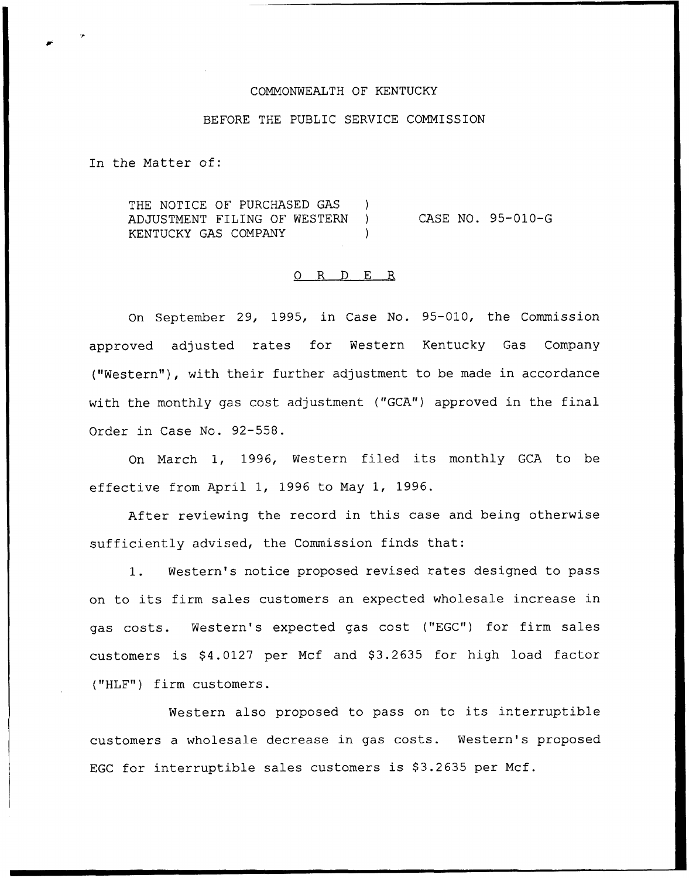COMMONWEALTH OF KENTUCKY

BEFORE THE PUBLIC SERVICE COMMISSION

In the Matter of:

THE NOTICE OF PURCHASED GAS ADJUSTMENT FILING OF WESTERN KENTUCKY GAS COMPANY ) CASE NO. 95-010-G

O R D E R

On September 29, 1995, in Case No. 95-010, the Commission approved adjusted rates for Western Kentucky Gas Company ("Western"), with their further adjustment to be made in accordance with the monthly gas cost adjustment ("GCA") approved in the final Order in Case No. 92-558.

On March 1, 1996, Western filed its monthly GCA to be effective from April 1, 1996 to May 1, 1996.

After reviewing the record in this case and being otherwise sufficiently advised, the Commission finds that:

1. Western's notice proposed revised rates designed to pass on to its firm sales customers an expected wholesale increase in gas costs. Western's expected gas cost ("EGC") for firm sales customers is $4.0127 per Mcf and $3.2635 for high load factor ("HLF") firm customers.

Western also proposed to pass on to its interruptible customers a wholesale decrease in gas costs. Western's proposed EGC for interruptible sales customers is $3.2635 per Mcf.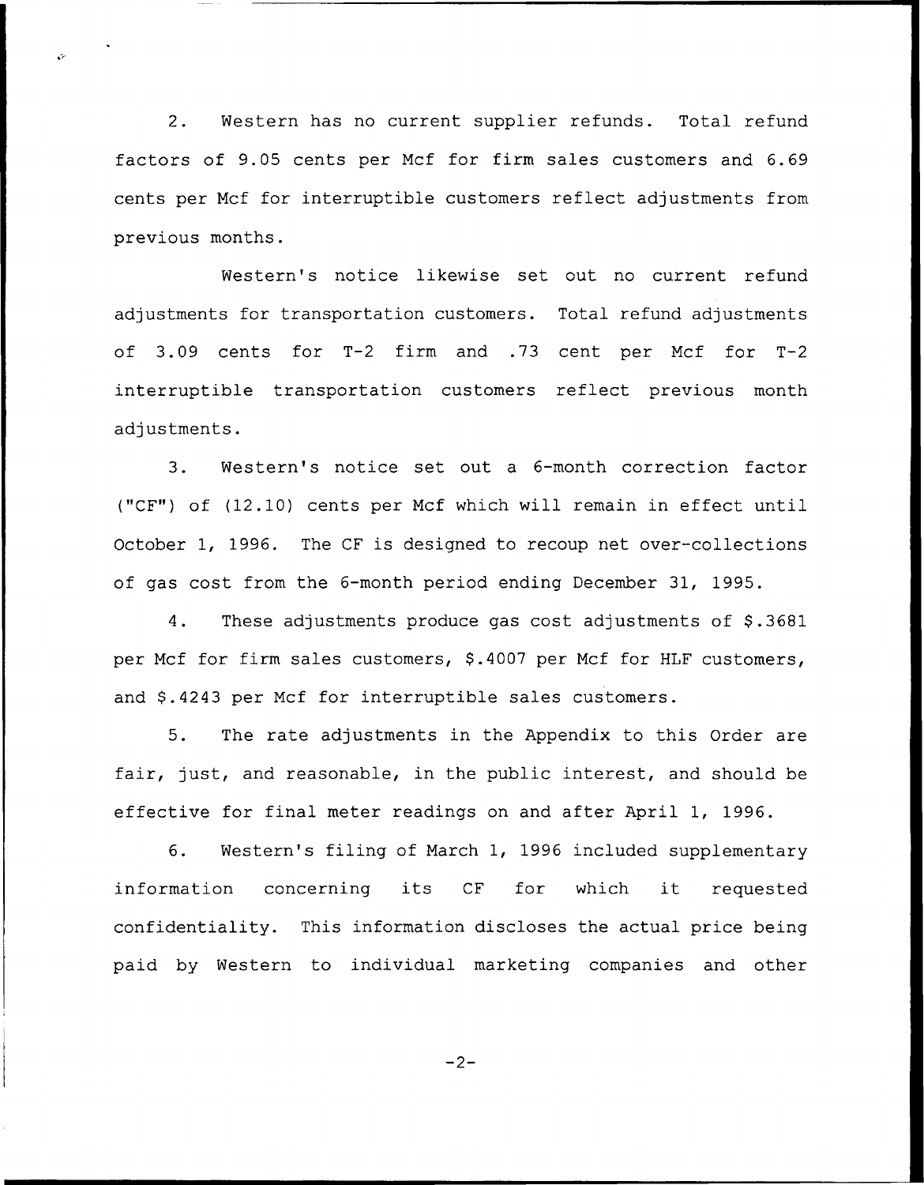2. Western has no current supplier refunds. Total refund factors of 9.05 cents per Mcf for firm sales customers and 6.69 cents per Mcf for interruptible customers reflect adjustments from previous months.

Western's notice likewise set out no current refund adjustments for transportation customers. Total refund adjustments of 3.09 cents for T-2 firm and .73 cent per Mcf for T-2 interruptible transportation customers reflect previous month adjustments.

3. Western's notice set out a 6-month correction factor ("CF") of (12.10) cents per Mcf which will remain in effect until October 1, 1996. The CF is designed to recoup net over-collections of gas cost from the 6-month period ending December 31, 1995.

4. These adjustments produce gas cost adjustments of $.3681 per Mcf for firm sales customers, $.4007 per Mcf for HLF customers, and $.4243 per Mcf for interruptible sales customers.

5. The rate adjustments in the Appendix to this Order are fair, just, and reasonable, in the public interest, and should be effective for final meter readings on and after April 1, 1996.

6. Western's filing of March 1, 1996 included supplementary information concerning its CF for which it requested confidentiality. This information discloses the actual price being paid by Western to individual marketing companies and other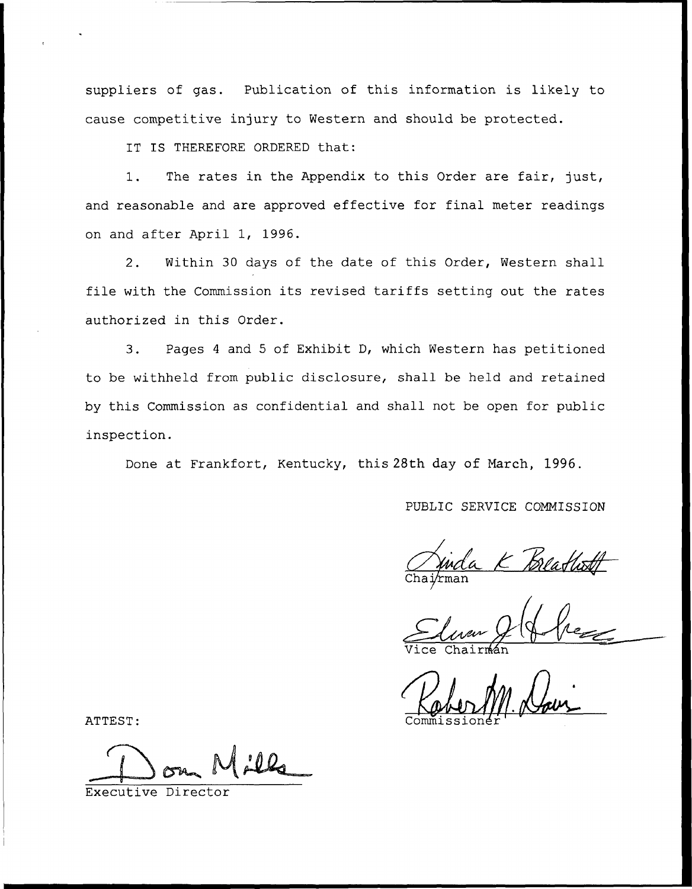suppliers of gas. Publication of this information is likely to cause competitive injury to Western and should be protected.

IT IS THEREFORE ORDERED that:

1. The rates in the Appendix to this Order are fair, just, and reasonable and are approved effective for final meter readings on and after April 1, 1996.

2. Within 30 days of the date of this Order, Western shall file with the Commission its revised tariffs setting out the rates authorized in this Order.

3. Pages 4 and 5 of Exhibit D, which Western has petitioned to be withheld from public disclosure, shall be held and retained by this Commission as confidential and shall not be open for public inspection.

Done at Frankfort, Kentucky, this 28th day of March, 1996.

PUBLIC SERVICE COMMISSION

Chairman

Vice Chairman

Commissioner

ATTEST:

Executive Director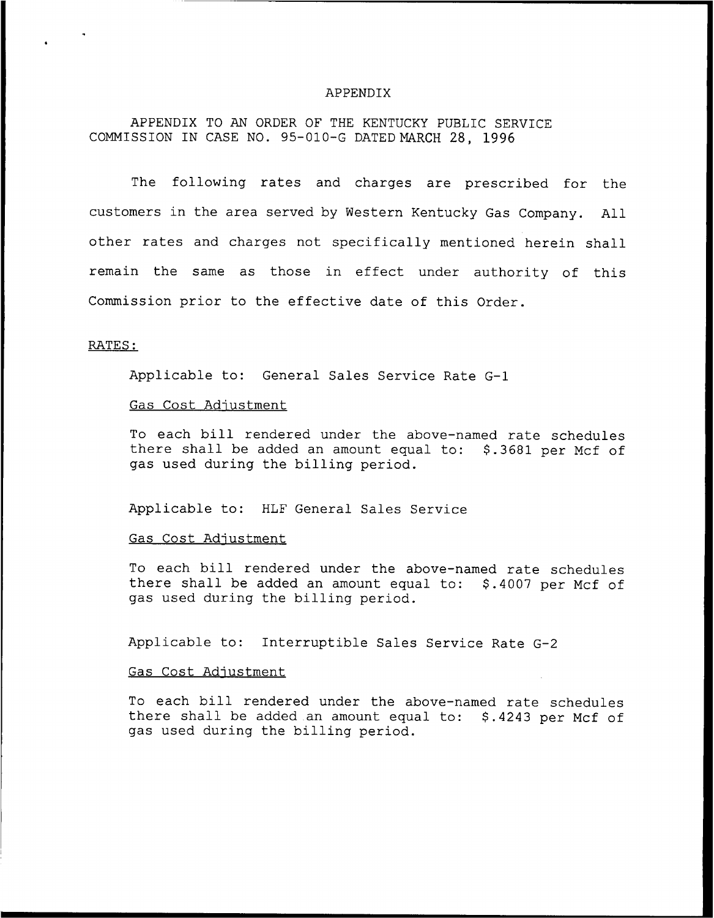# APPENDIX

APPENDIX TO AN ORDER OF THE KENTUCKY PUBLIC SERVICE COMMISSION IN CASE NO. 95-010-G DATED MARCH 28, 1996

The following rates and charges are prescribed for the customers in the area served by Western Kentucky Gas Company. All other rates and charges not specifically mentioned herein shall remain the same as those in effect under authority of this Commission prior to the effective date of this Order.

RATES:

Applicable to: General Sales Service Rate G-1

Gas Cost Adjustment

To each bill rendered under the above-named rate schedules there shall be added an amount equal to: $.3681 per Mcf of gas used during the billing period.

Applicable to: HLF General Sales Service

Gas Cost Adjustment

To each bill rendered under the above-named rate schedules there shall be added an amount equal to: $.4007 per Mcf of gas used during the billing period.

Applicable to: Interruptible Sales Service Rate G-2

Gas Cost Adjustment

To each bill rendered under the above-named rate schedules there shall be added an amount equal to: $.4243 per Mcf of gas used during the billing period.